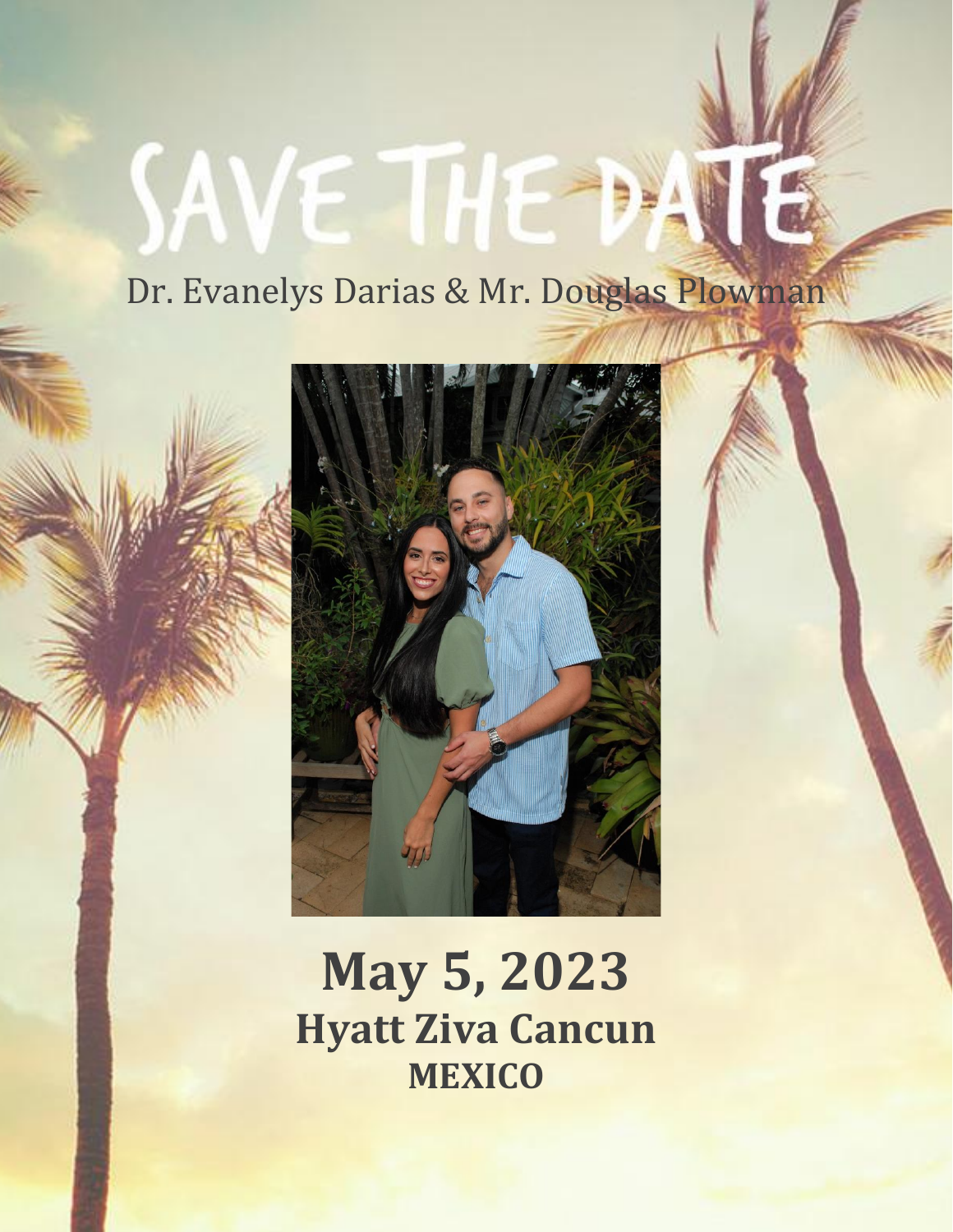# SAVE THE DATE

Dr. Evanelys Darias & Mr. Douglas Plowman

# May 5, 2023

## Hyatt Ziva Cancun

### MEXICO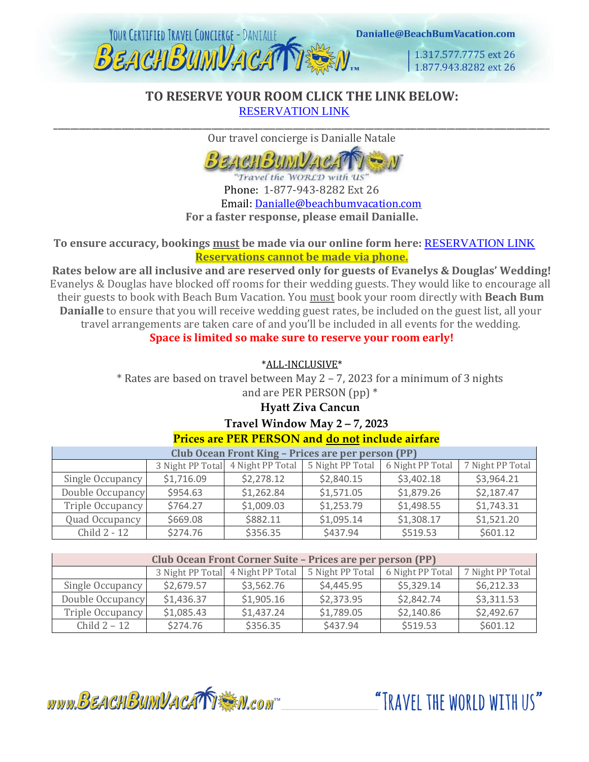**TO RESERVE YOUR ROOM CLICK THE LINK BELOW:**

RESERVATION LINK

---

Our travel concierge is Danialle Natale

Phone: 1-877-943-8282 Ext 26

Email: Danialle@beachbumvacation.com

**For a faster response, please email Danialle.**

**To ensure accuracy, bookings must be made via our online form here:** RESERVATION LINK

**Reservations cannot be made via phone.**

**Rates below are all inclusive and are reserved only for guests of Evanelys & Douglas' Wedding!** Evanelys & Douglas have blocked off rooms for their wedding guests. They would like to encourage all their guests to book with Beach Bum Vacation. You must book your room directly with **Beach Bum Danialle** to ensure that you will receive wedding guest rates, be included on the guest list, all your travel arrangements are taken care of and you'll be included in all events for the wedding.

**Space is limited so make sure to reserve your room early!**

*ALL-INCLUSIVE*

* Rates are based on travel between May 2 – 7, 2023 for a minimum of 3 nights and are PER PERSON (pp) *

**Hyatt Ziva Cancun**

**Travel Window May 2 – 7, 2023**

**Prices are PER PERSON and do not include airfare**

| Club Ocean Front King – Prices are per person (PP) | | | | | |
|---|---|---|---|---|---|
| | 3 Night PP Total | 4 Night PP Total | 5 Night PP Total | 6 Night PP Total | 7 Night PP Total |
| Single Occupancy | $1,716.09 | $2,278.12 | $2,840.15 | $3,402.18 | $3,964.21 |
| Double Occupancy | $954.63 | $1,262.84 | $1,571.05 | $1,879.26 | $2,187.47 |
| Triple Occupancy | $764.27 | $1,009.03 | $1,253.79 | $1,498.55 | $1,743.31 |
| Quad Occupancy | $669.08 | $882.11 | $1,095.14 | $1,308.17 | $1,521.20 |
| Child 2 - 12 | $274.76 | $356.35 | $437.94 | $519.53 | $601.12 |

| Club Ocean Front Corner Suite – Prices are per person (PP) | | | | | |
|---|---|---|---|---|---|
| | 3 Night PP Total | 4 Night PP Total | 5 Night PP Total | 6 Night PP Total | 7 Night PP Total |
| Single Occupancy | $2,679.57 | $3,562.76 | $4,445.95 | $5,329.14 | $6,212.33 |
| Double Occupancy | $1,436.37 | $1,905.16 | $2,373.95 | $2,842.74 | $3,311.53 |
| Triple Occupancy | $1,085.43 | $1,437.24 | $1,789.05 | $2,140.86 | $2,492.67 |
| Child 2 – 12 | $274.76 | $356.35 | $437.94 | $519.53 | $601.12 |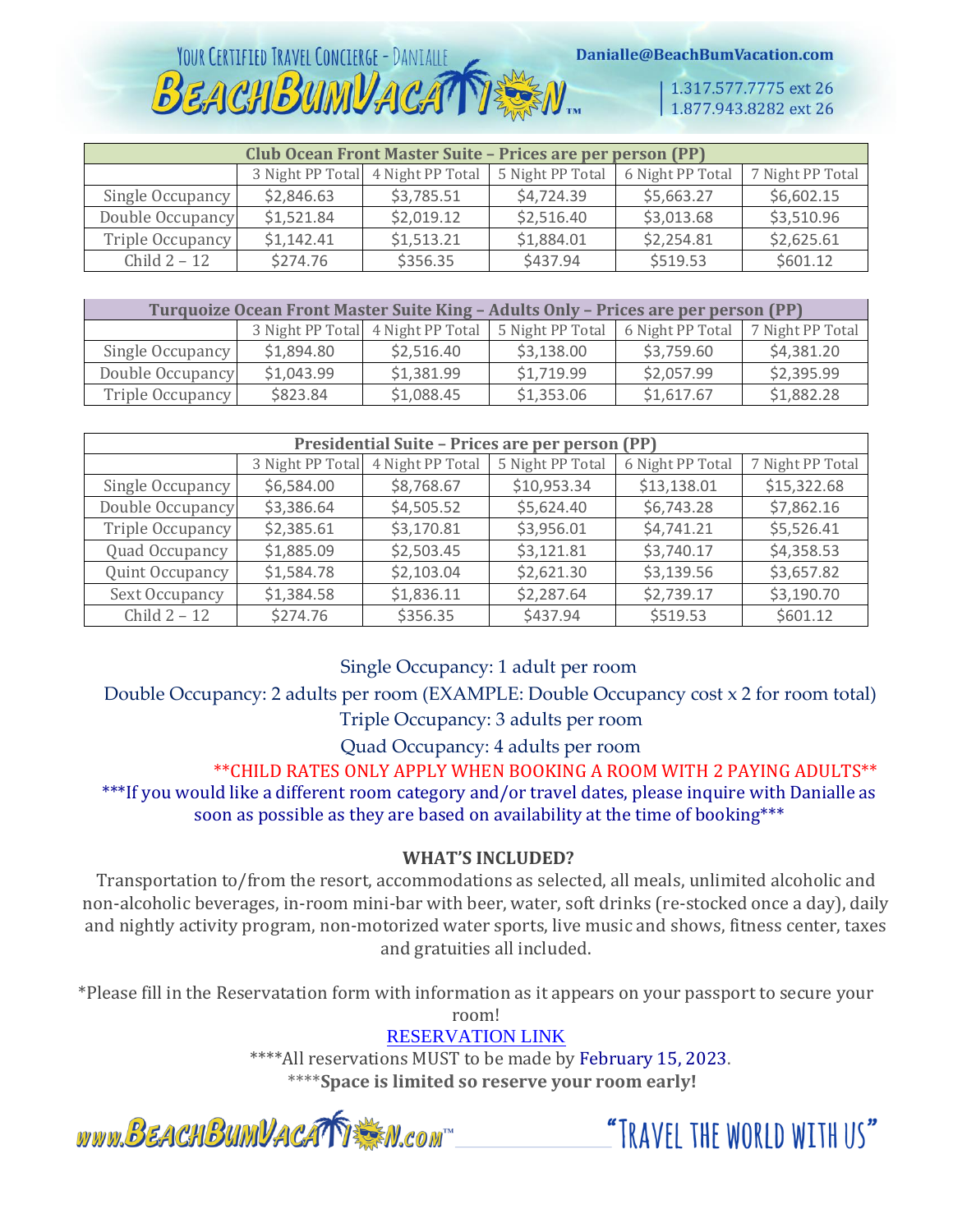YOUR CERTIFIED TRAVEL CONCIERGE - DANIALLE

BEACHBUMVACATION™

Danialle@BeachBumVacation.com

1.317.577.7775 ext 26
1.877.943.8282 ext 26

| Club Ocean Front Master Suite – Prices are per person (PP) | | | | | |
|---|---|---|---|---|---|
| | 3 Night PP Total | 4 Night PP Total | 5 Night PP Total | 6 Night PP Total | 7 Night PP Total |
| Single Occupancy | $2,846.63 | $3,785.51 | $4,724.39 | $5,663.27 | $6,602.15 |
| Double Occupancy | $1,521.84 | $2,019.12 | $2,516.40 | $3,013.68 | $3,510.96 |
| Triple Occupancy | $1,142.41 | $1,513.21 | $1,884.01 | $2,254.81 | $2,625.61 |
| Child 2 – 12 | $274.76 | $356.35 | $437.94 | $519.53 | $601.12 |

| Turquoize Ocean Front Master Suite King – Adults Only – Prices are per person (PP) | | | | | |
|---|---|---|---|---|---|
| | 3 Night PP Total | 4 Night PP Total | 5 Night PP Total | 6 Night PP Total | 7 Night PP Total |
| Single Occupancy | $1,894.80 | $2,516.40 | $3,138.00 | $3,759.60 | $4,381.20 |
| Double Occupancy | $1,043.99 | $1,381.99 | $1,719.99 | $2,057.99 | $2,395.99 |
| Triple Occupancy | $823.84 | $1,088.45 | $1,353.06 | $1,617.67 | $1,882.28 |

| Presidential Suite – Prices are per person (PP) | | | | | |
|---|---|---|---|---|---|
| | 3 Night PP Total | 4 Night PP Total | 5 Night PP Total | 6 Night PP Total | 7 Night PP Total |
| Single Occupancy | $6,584.00 | $8,768.67 | $10,953.34 | $13,138.01 | $15,322.68 |
| Double Occupancy | $3,386.64 | $4,505.52 | $5,624.40 | $6,743.28 | $7,862.16 |
| Triple Occupancy | $2,385.61 | $3,170.81 | $3,956.01 | $4,741.21 | $5,526.41 |
| Quad Occupancy | $1,885.09 | $2,503.45 | $3,121.81 | $3,740.17 | $4,358.53 |
| Quint Occupancy | $1,584.78 | $2,103.04 | $2,621.30 | $3,139.56 | $3,657.82 |
| Sext Occupancy | $1,384.58 | $1,836.11 | $2,287.64 | $2,739.17 | $3,190.70 |
| Child 2 – 12 | $274.76 | $356.35 | $437.94 | $519.53 | $601.12 |

Single Occupancy: 1 adult per room

Double Occupancy: 2 adults per room (EXAMPLE: Double Occupancy cost x 2 for room total)

Triple Occupancy: 3 adults per room

Quad Occupancy: 4 adults per room

**CHILD RATES ONLY APPLY WHEN BOOKING A ROOM WITH 2 PAYING ADULTS**

***If you would like a different room category and/or travel dates, please inquire with Danialle as soon as possible as they are based on availability at the time of booking***

**WHAT'S INCLUDED?**

Transportation to/from the resort, accommodations as selected, all meals, unlimited alcoholic and non-alcoholic beverages, in-room mini-bar with beer, water, soft drinks (re-stocked once a day), daily and nightly activity program, non-motorized water sports, live music and shows, fitness center, taxes and gratuities all included.

*Please fill in the Reservatation form with information as it appears on your passport to secure your room!

RESERVATION LINK

****All reservations MUST to be made by February 15, 2023.

****Space is limited so reserve your room early!

www.BEACHBUMVACATION.com™ "TRAVEL THE WORLD WITH US"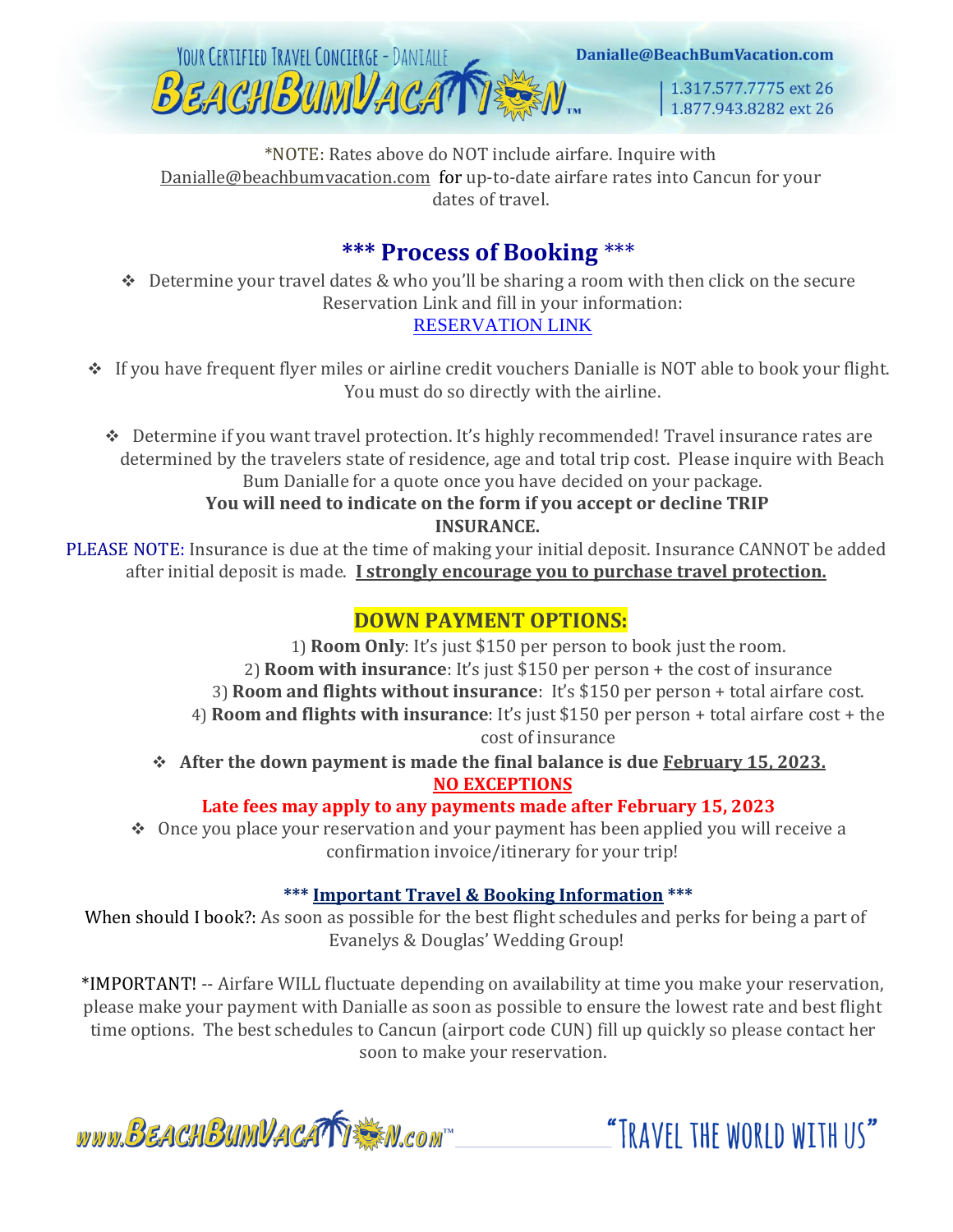*NOTE: Rates above do NOT include airfare. Inquire with Danialle@beachbumvacation.com for up-to-date airfare rates into Cancun for your dates of travel.

## *** Process of Booking ***

- Determine your travel dates & who you'll be sharing a room with then click on the secure Reservation Link and fill in your information: RESERVATION LINK

- If you have frequent flyer miles or airline credit vouchers Danialle is NOT able to book your flight. You must do so directly with the airline.

- Determine if you want travel protection. It's highly recommended! Travel insurance rates are determined by the travelers state of residence, age and total trip cost. Please inquire with Beach Bum Danialle for a quote once you have decided on your package.

**You will need to indicate on the form if you accept or decline TRIP INSURANCE.**

PLEASE NOTE: Insurance is due at the time of making your initial deposit. Insurance CANNOT be added after initial deposit is made. **I strongly encourage you to purchase travel protection.**

### DOWN PAYMENT OPTIONS:

1) **Room Only**: It's just $150 per person to book just the room.
2) **Room with insurance**: It's just $150 per person + the cost of insurance
3) **Room and flights without insurance**: It's $150 per person + total airfare cost.
4) **Room and flights with insurance**: It's just $150 per person + total airfare cost + the cost of insurance

- **After the down payment is made the final balance is due February 15, 2023.**

**NO EXCEPTIONS**

**Late fees may apply to any payments made after February 15, 2023**

- Once you place your reservation and your payment has been applied you will receive a confirmation invoice/itinerary for your trip!

### *** Important Travel & Booking Information ***

When should I book?: As soon as possible for the best flight schedules and perks for being a part of Evanelys & Douglas' Wedding Group!

*IMPORTANT! -- Airfare WILL fluctuate depending on availability at time you make your reservation, please make your payment with Danialle as soon as possible to ensure the lowest rate and best flight time options. The best schedules to Cancun (airport code CUN) fill up quickly so please contact her soon to make your reservation.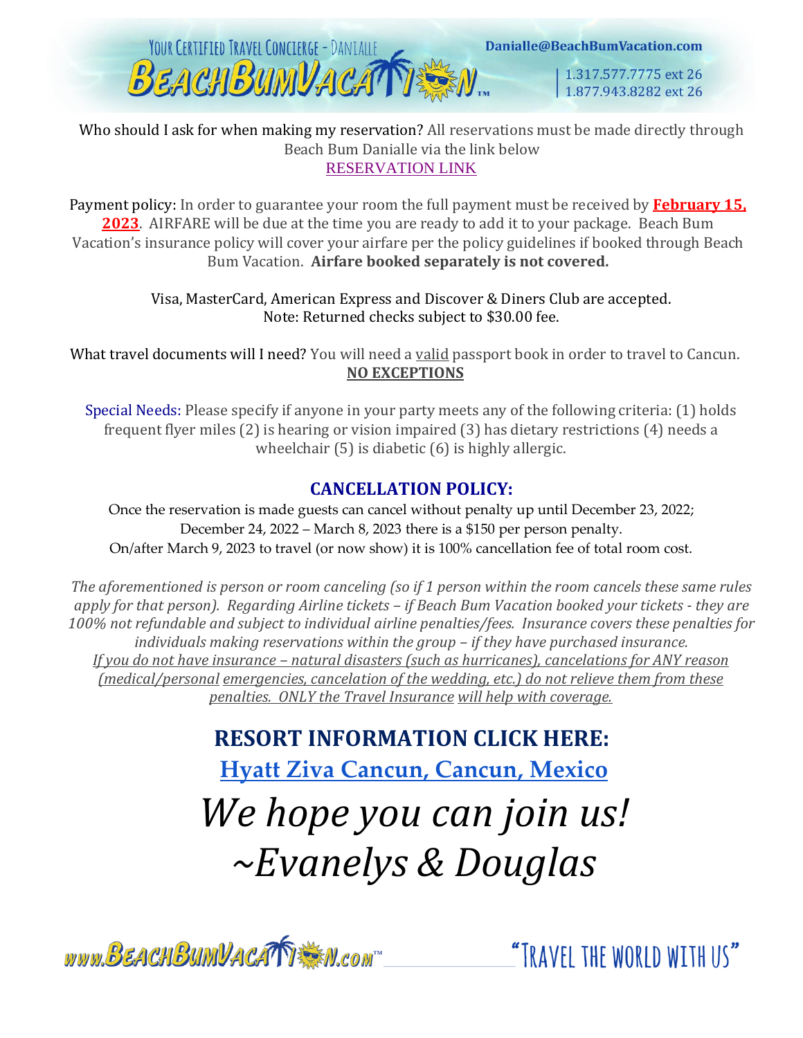Who should I ask for when making my reservation? All reservations must be made directly through Beach Bum Danialle via the link below

RESERVATION LINK

Payment policy: In order to guarantee your room the full payment must be received by **February 15, 2023**. AIRFARE will be due at the time you are ready to add it to your package. Beach Bum Vacation's insurance policy will cover your airfare per the policy guidelines if booked through Beach Bum Vacation. **Airfare booked separately is not covered.**

Visa, MasterCard, American Express and Discover & Diners Club are accepted.
Note: Returned checks subject to $30.00 fee.

What travel documents will I need? You will need a valid passport book in order to travel to Cancun.
**NO EXCEPTIONS**

Special Needs: Please specify if anyone in your party meets any of the following criteria: (1) holds frequent flyer miles (2) is hearing or vision impaired (3) has dietary restrictions (4) needs a wheelchair (5) is diabetic (6) is highly allergic.

## CANCELLATION POLICY:

Once the reservation is made guests can cancel without penalty up until December 23, 2022;
December 24, 2022 – March 8, 2023 there is a $150 per person penalty.
On/after March 9, 2023 to travel (or now show) it is 100% cancellation fee of total room cost.

*The aforementioned is person or room canceling (so if 1 person within the room cancels these same rules apply for that person). Regarding Airline tickets – if Beach Bum Vacation booked your tickets - they are 100% not refundable and subject to individual airline penalties/fees. Insurance covers these penalties for individuals making reservations within the group – if they have purchased insurance.*
*If you do not have insurance – natural disasters (such as hurricanes), cancelations for ANY reason (medical/personal emergencies, cancelation of the wedding, etc.) do not relieve them from these penalties. ONLY the Travel Insurance will help with coverage.*

## RESORT INFORMATION CLICK HERE:

## Hyatt Ziva Cancun, Cancun, Mexico

# *We hope you can join us!*
# *~Evanelys & Douglas*